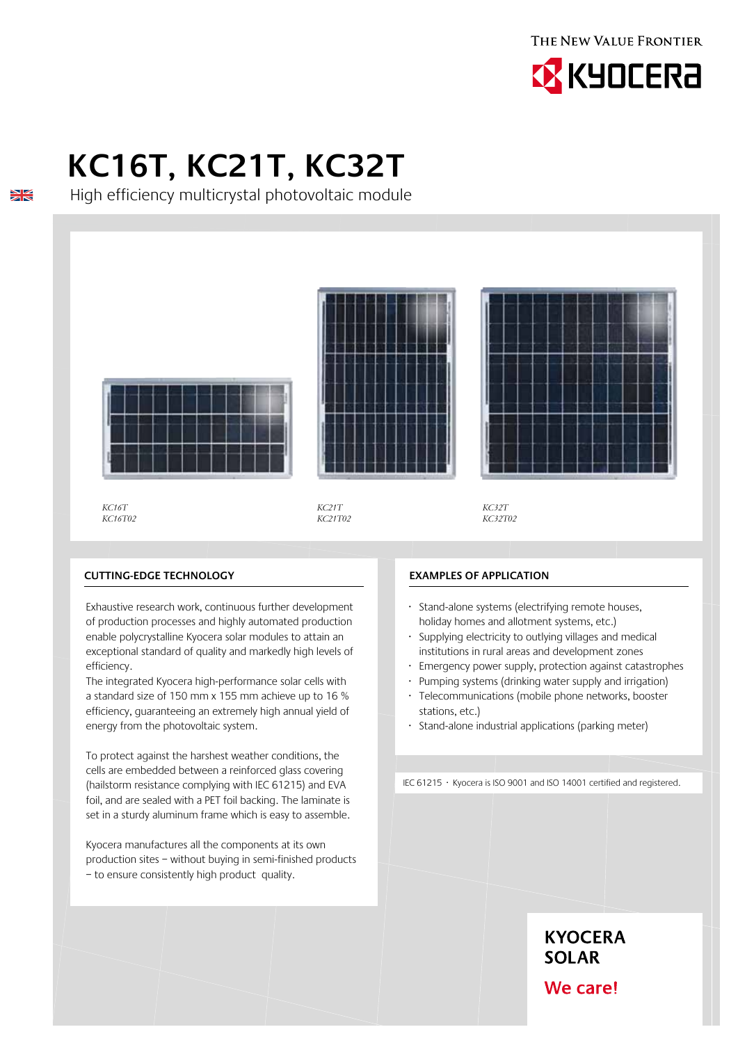THE NEW VALUE FRONTIER

KYOCERA

# KC16T, KC21T, KC32T

High efficiency multicrystal photovoltaic module

*KC16T*
*KC16T02*

*KC21T*
*KC21T02*

*KC32T*
*KC32T02*

## CUTTING-EDGE TECHNOLOGY

Exhaustive research work, continuous further development of production processes and highly automated production enable polycrystalline Kyocera solar modules to attain an exceptional standard of quality and markedly high levels of efficiency.
The integrated Kyocera high-performance solar cells with a standard size of 150 mm x 155 mm achieve up to 16 % efficiency, guaranteeing an extremely high annual yield of energy from the photovoltaic system.

To protect against the harshest weather conditions, the cells are embedded between a reinforced glass covering (hailstorm resistance complying with IEC 61215) and EVA foil, and are sealed with a PET foil backing. The laminate is set in a sturdy aluminum frame which is easy to assemble.

Kyocera manufactures all the components at its own production sites – without buying in semi-finished products – to ensure consistently high product quality.

## EXAMPLES OF APPLICATION

- Stand-alone systems (electrifying remote houses, holiday homes and allotment systems, etc.)
- Supplying electricity to outlying villages and medical institutions in rural areas and development zones
- Emergency power supply, protection against catastrophes
- Pumping systems (drinking water supply and irrigation)
- Telecommunications (mobile phone networks, booster stations, etc.)
- Stand-alone industrial applications (parking meter)

IEC 61215 · Kyocera is ISO 9001 and ISO 14001 certified and registered.

**KYOCERA SOLAR**

**We care!**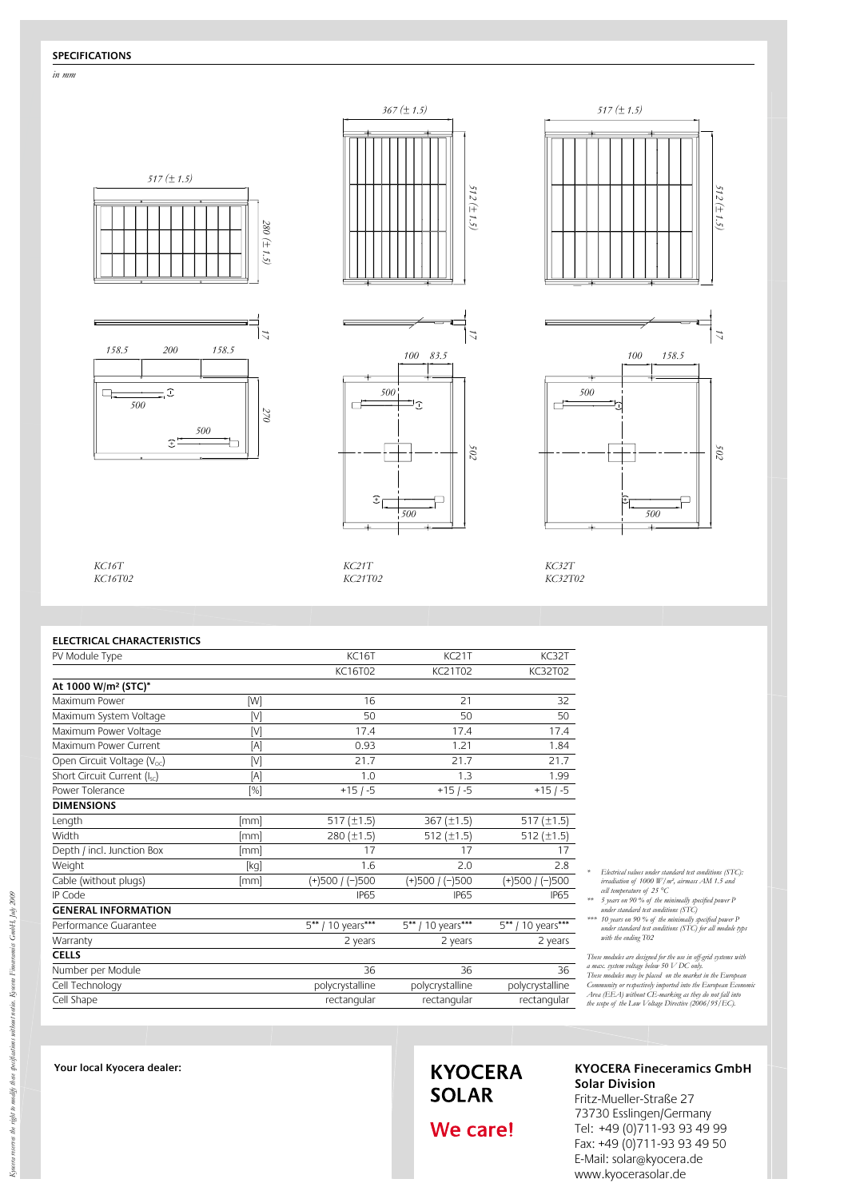## SPECIFICATIONS

*in mm*

517 (± 1.5)

280 (± 1.5)

17

158.5 200 158.5

500

500

270

367 (± 1.5)

512 (± 1.5)

17

100 83.5

500

502

500

517 (± 1.5)

512 (± 1.5)

17

100 158.5

500

502

500

*KC16T*
*KC16T02*

*KC21T*
*KC21T02*

*KC32T*
*KC32T02*

## ELECTRICAL CHARACTERISTICS

| PV Module Type | | KC16T<br>KC16T02 | KC21T<br>KC21T02 | KC32T<br>KC32T02 |
|---|---|---|---|---|
| **At 1000 W/m² (STC)*** | | | | |
| Maximum Power | [W] | 16 | 21 | 32 |
| Maximum System Voltage | [V] | 50 | 50 | 50 |
| Maximum Power Voltage | [V] | 17.4 | 17.4 | 17.4 |
| Maximum Power Current | [A] | 0.93 | 1.21 | 1.84 |
| Open Circuit Voltage ($V_{oc}$) | [V] | 21.7 | 21.7 | 21.7 |
| Short Circuit Current ($I_{sc}$) | [A] | 1.0 | 1.3 | 1.99 |
| Power Tolerance | [%] | +15 / -5 | +15 / -5 | +15 / -5 |
| **DIMENSIONS** | | | | |
| Length | [mm] | 517 (±1.5) | 367 (±1.5) | 517 (±1.5) |
| Width | [mm] | 280 (±1.5) | 512 (±1.5) | 512 (±1.5) |
| Depth / incl. Junction Box | [mm] | 17 | 17 | 17 |
| Weight | [kg] | 1.6 | 2.0 | 2.8 |
| Cable (without plugs) | [mm] | (+)500 / (−)500 | (+)500 / (−)500 | (+)500 / (−)500 |
| IP Code | | IP65 | IP65 | IP65 |
| **GENERAL INFORMATION** | | | | |
| Performance Guarantee | | 5** / 10 years*** | 5** / 10 years*** | 5** / 10 years*** |
| Warranty | | 2 years | 2 years | 2 years |
| **CELLS** | | | | |
| Number per Module | | 36 | 36 | 36 |
| Cell Technology | | polycrystalline | polycrystalline | polycrystalline |
| Cell Shape | | rectangular | rectangular | rectangular |

*\* Electrical values under standard test conditions (STC): irradiation of 1000 W/m², airmass AM 1.5 and cell temperature of 25 °C*
*\*\* 5 years on 90 % of the minimally specified power P under standard test conditions (STC)*
*\*\*\* 10 years on 90 % of the minimally specified power P under standard test conditions (STC) for all module typs with the ending T02*

*These modules are designed for the use in off-grid systems with a max. system voltage below 50 V DC only.*
*These modules may be placed on the market in the European Community or respectively imported into the European Economic Area (EEA) without CE-marking as they do not fall into the scope of the Low Voltage Directive (2006/95/EC).*

**Your local Kyocera dealer:**

**KYOCERA SOLAR**

**We care!**

**KYOCERA Fineceramics GmbH**
**Solar Division**
Fritz-Mueller-Straße 27
73730 Esslingen/Germany
Tel: +49 (0)711-93 93 49 99
Fax: +49 (0)711-93 93 49 50
E-Mail: solar@kyocera.de
www.kyocerasolar.de

*Kyocera reserves the right to modify these specifications without notice. Kyocera Fineceramics GmbH, July 2009*